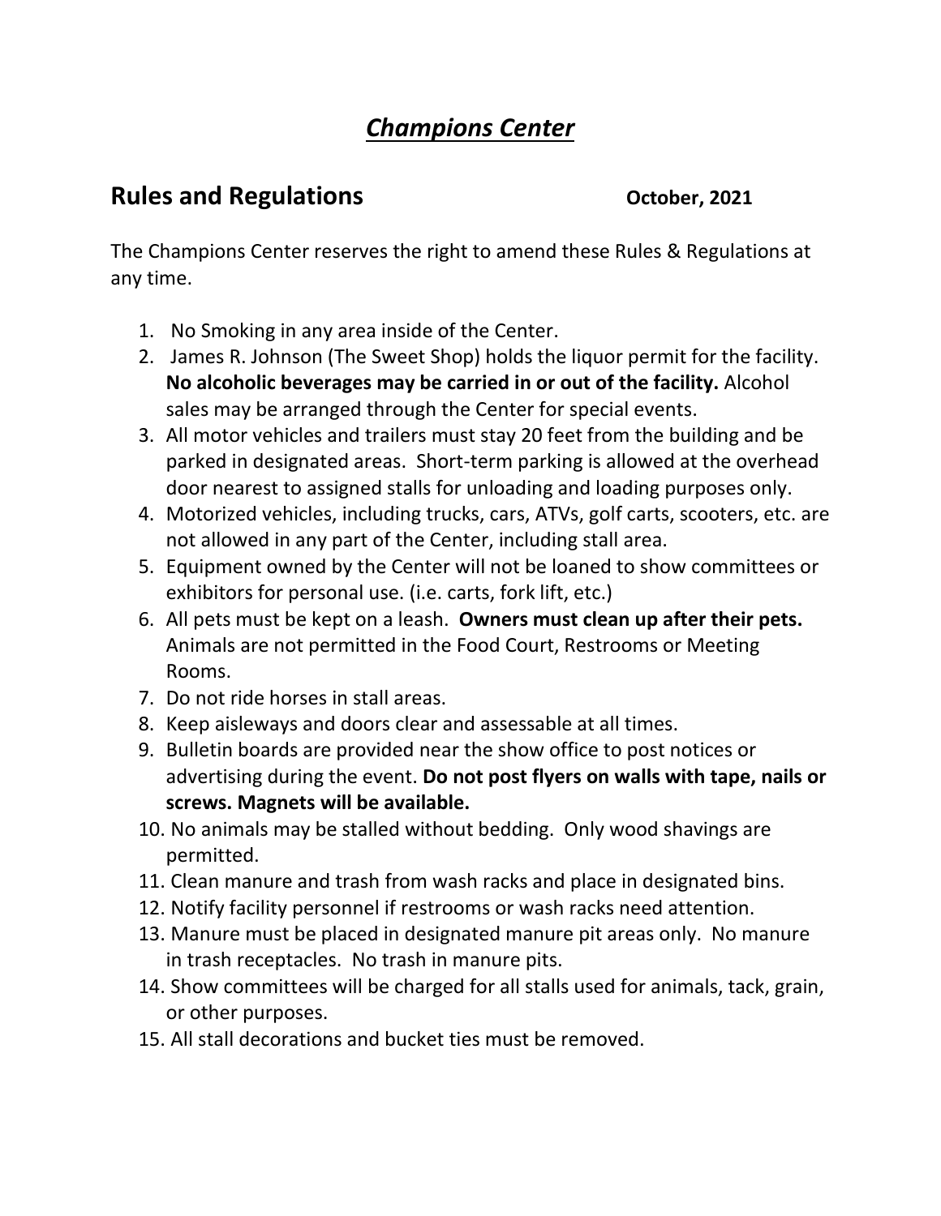# ***Champions Center***

## Rules and Regulations October, 2021

The Champions Center reserves the right to amend these Rules & Regulations at any time.

1. No Smoking in any area inside of the Center.
2. James R. Johnson (The Sweet Shop) holds the liquor permit for the facility. **No alcoholic beverages may be carried in or out of the facility.** Alcohol sales may be arranged through the Center for special events.
3. All motor vehicles and trailers must stay 20 feet from the building and be parked in designated areas. Short-term parking is allowed at the overhead door nearest to assigned stalls for unloading and loading purposes only.
4. Motorized vehicles, including trucks, cars, ATVs, golf carts, scooters, etc. are not allowed in any part of the Center, including stall area.
5. Equipment owned by the Center will not be loaned to show committees or exhibitors for personal use. (i.e. carts, fork lift, etc.)
6. All pets must be kept on a leash. **Owners must clean up after their pets.** Animals are not permitted in the Food Court, Restrooms or Meeting Rooms.
7. Do not ride horses in stall areas.
8. Keep aisleways and doors clear and assessable at all times.
9. Bulletin boards are provided near the show office to post notices or advertising during the event. **Do not post flyers on walls with tape, nails or screws. Magnets will be available.**
10. No animals may be stalled without bedding. Only wood shavings are permitted.
11. Clean manure and trash from wash racks and place in designated bins.
12. Notify facility personnel if restrooms or wash racks need attention.
13. Manure must be placed in designated manure pit areas only. No manure in trash receptacles. No trash in manure pits.
14. Show committees will be charged for all stalls used for animals, tack, grain, or other purposes.
15. All stall decorations and bucket ties must be removed.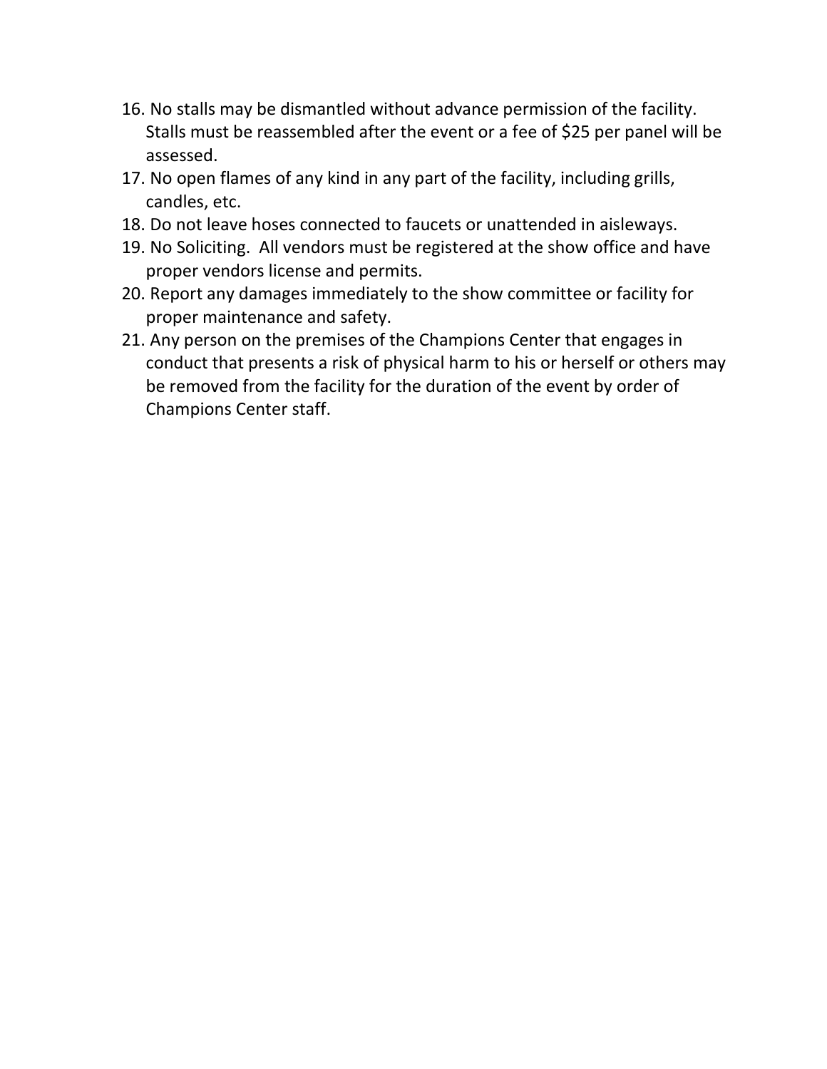16. No stalls may be dismantled without advance permission of the facility. Stalls must be reassembled after the event or a fee of $25 per panel will be assessed.
17. No open flames of any kind in any part of the facility, including grills, candles, etc.
18. Do not leave hoses connected to faucets or unattended in aisleways.
19. No Soliciting. All vendors must be registered at the show office and have proper vendors license and permits.
20. Report any damages immediately to the show committee or facility for proper maintenance and safety.
21. Any person on the premises of the Champions Center that engages in conduct that presents a risk of physical harm to his or herself or others may be removed from the facility for the duration of the event by order of Champions Center staff.